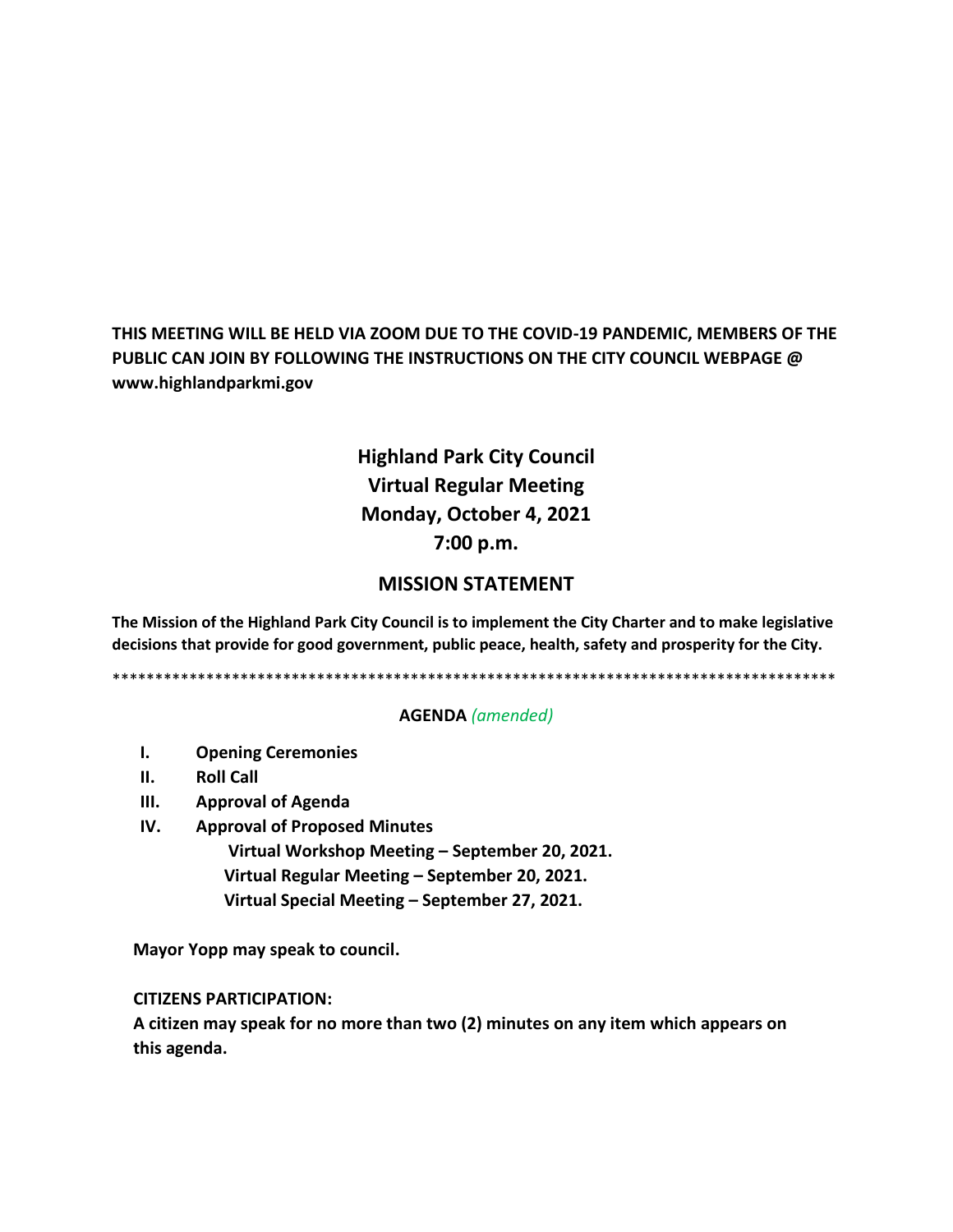**THIS MEETING WILL BE HELD VIA ZOOM DUE TO THE COVID-19 PANDEMIC, MEMBERS OF THE PUBLIC CAN JOIN BY FOLLOWING THE INSTRUCTIONS ON THE CITY COUNCIL WEBPAGE @ www.highlandparkmi.gov**

# Highland Park City Council
## Virtual Regular Meeting
## Monday, October 4, 2021
## 7:00 p.m.

## MISSION STATEMENT

**The Mission of the Highland Park City Council is to implement the City Charter and to make legislative decisions that provide for good government, public peace, health, safety and prosperity for the City.**

***************************************************************************************

**AGENDA** *(amended)*

- **I. Opening Ceremonies**
- **II. Roll Call**
- **III. Approval of Agenda**
- **IV. Approval of Proposed Minutes**
  - **Virtual Workshop Meeting – September 20, 2021.**
  - **Virtual Regular Meeting – September 20, 2021.**
  - **Virtual Special Meeting – September 27, 2021.**

**Mayor Yopp may speak to council.**

**CITIZENS PARTICIPATION:**

**A citizen may speak for no more than two (2) minutes on any item which appears on this agenda.**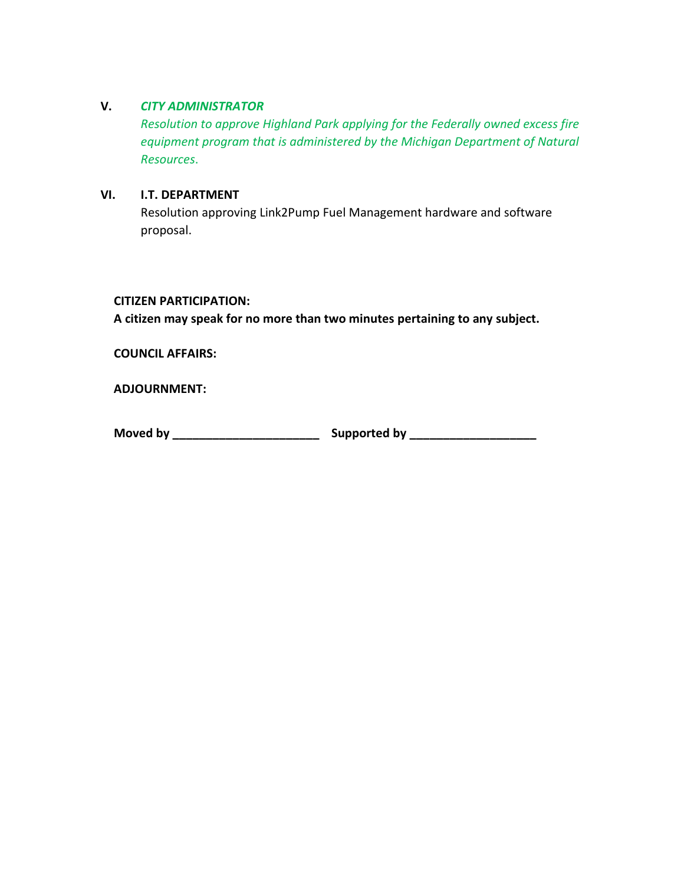**V.** ***CITY ADMINISTRATOR***

*Resolution to approve Highland Park applying for the Federally owned excess fire equipment program that is administered by the Michigan Department of Natural Resources.*

**VI.** **I.T. DEPARTMENT**

Resolution approving Link2Pump Fuel Management hardware and software proposal.

**CITIZEN PARTICIPATION:**

**A citizen may speak for no more than two minutes pertaining to any subject.**

**COUNCIL AFFAIRS:**

**ADJOURNMENT:**

**Moved by ______________________ Supported by ___________________**